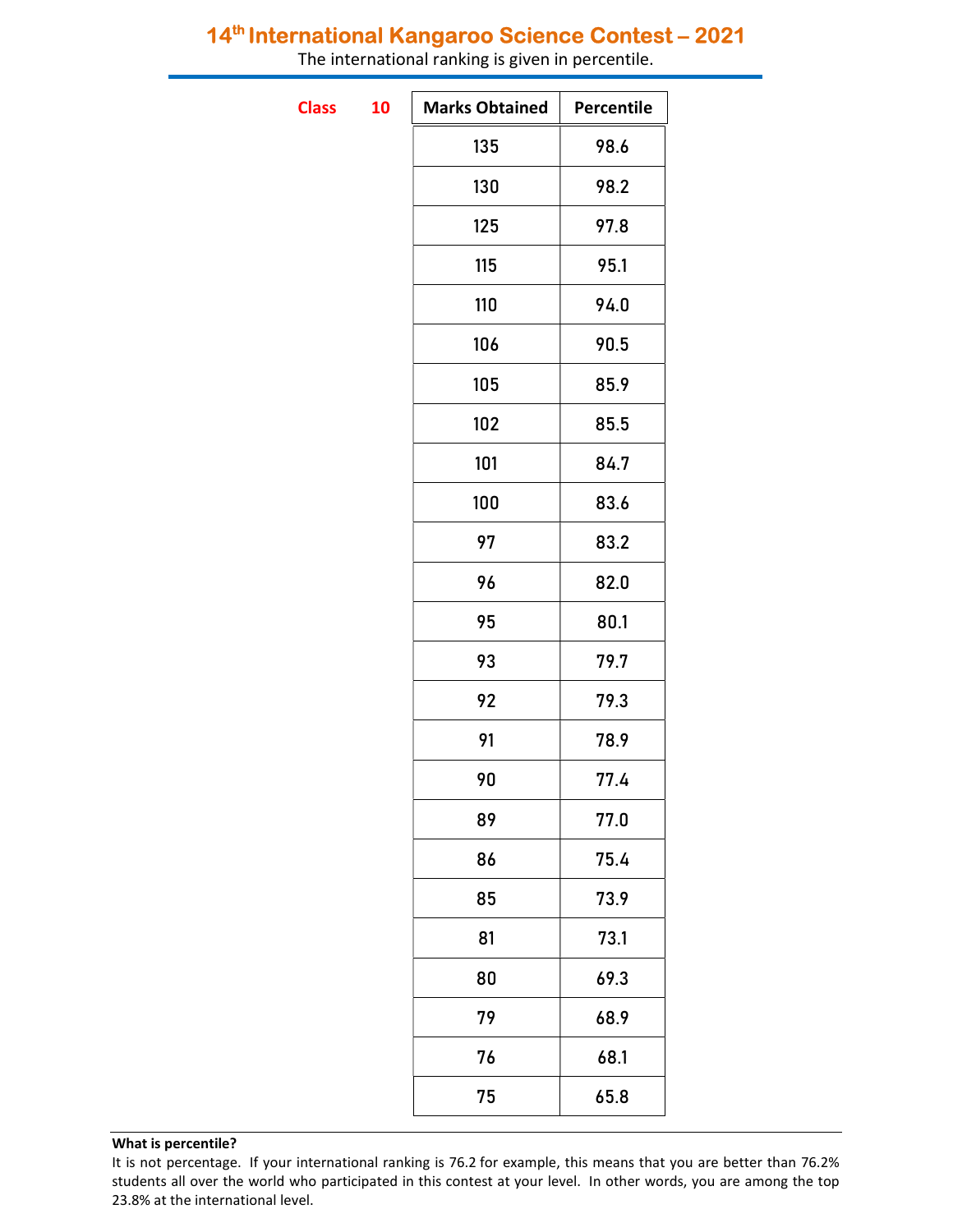# 14th International Kangaroo Science Contest – 2021

The international ranking is given in percentile.

**Class 10**

| Marks Obtained | Percentile |
|---|---|
| 135 | 98.6 |
| 130 | 98.2 |
| 125 | 97.8 |
| 115 | 95.1 |
| 110 | 94.0 |
| 106 | 90.5 |
| 105 | 85.9 |
| 102 | 85.5 |
| 101 | 84.7 |
| 100 | 83.6 |
| 97 | 83.2 |
| 96 | 82.0 |
| 95 | 80.1 |
| 93 | 79.7 |
| 92 | 79.3 |
| 91 | 78.9 |
| 90 | 77.4 |
| 89 | 77.0 |
| 86 | 75.4 |
| 85 | 73.9 |
| 81 | 73.1 |
| 80 | 69.3 |
| 79 | 68.9 |
| 76 | 68.1 |
| 75 | 65.8 |

**What is percentile?**

It is not percentage. If your international ranking is 76.2 for example, this means that you are better than 76.2% students all over the world who participated in this contest at your level. In other words, you are among the top 23.8% at the international level.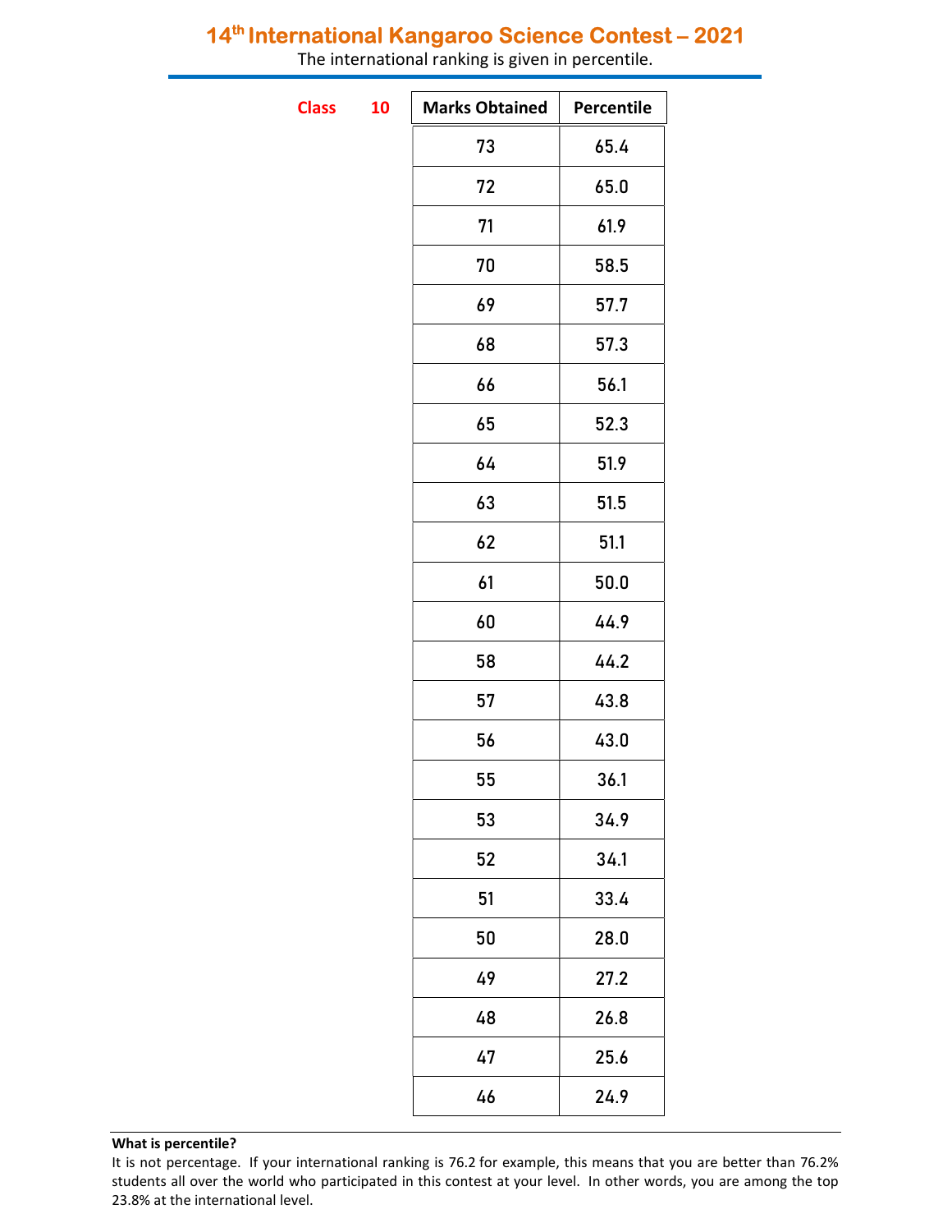# 14th International Kangaroo Science Contest – 2021

The international ranking is given in percentile.

**Class 10**

| Marks Obtained | Percentile |
|---|---|
| 73 | 65.4 |
| 72 | 65.0 |
| 71 | 61.9 |
| 70 | 58.5 |
| 69 | 57.7 |
| 68 | 57.3 |
| 66 | 56.1 |
| 65 | 52.3 |
| 64 | 51.9 |
| 63 | 51.5 |
| 62 | 51.1 |
| 61 | 50.0 |
| 60 | 44.9 |
| 58 | 44.2 |
| 57 | 43.8 |
| 56 | 43.0 |
| 55 | 36.1 |
| 53 | 34.9 |
| 52 | 34.1 |
| 51 | 33.4 |
| 50 | 28.0 |
| 49 | 27.2 |
| 48 | 26.8 |
| 47 | 25.6 |
| 46 | 24.9 |

**What is percentile?**

It is not percentage. If your international ranking is 76.2 for example, this means that you are better than 76.2% students all over the world who participated in this contest at your level. In other words, you are among the top 23.8% at the international level.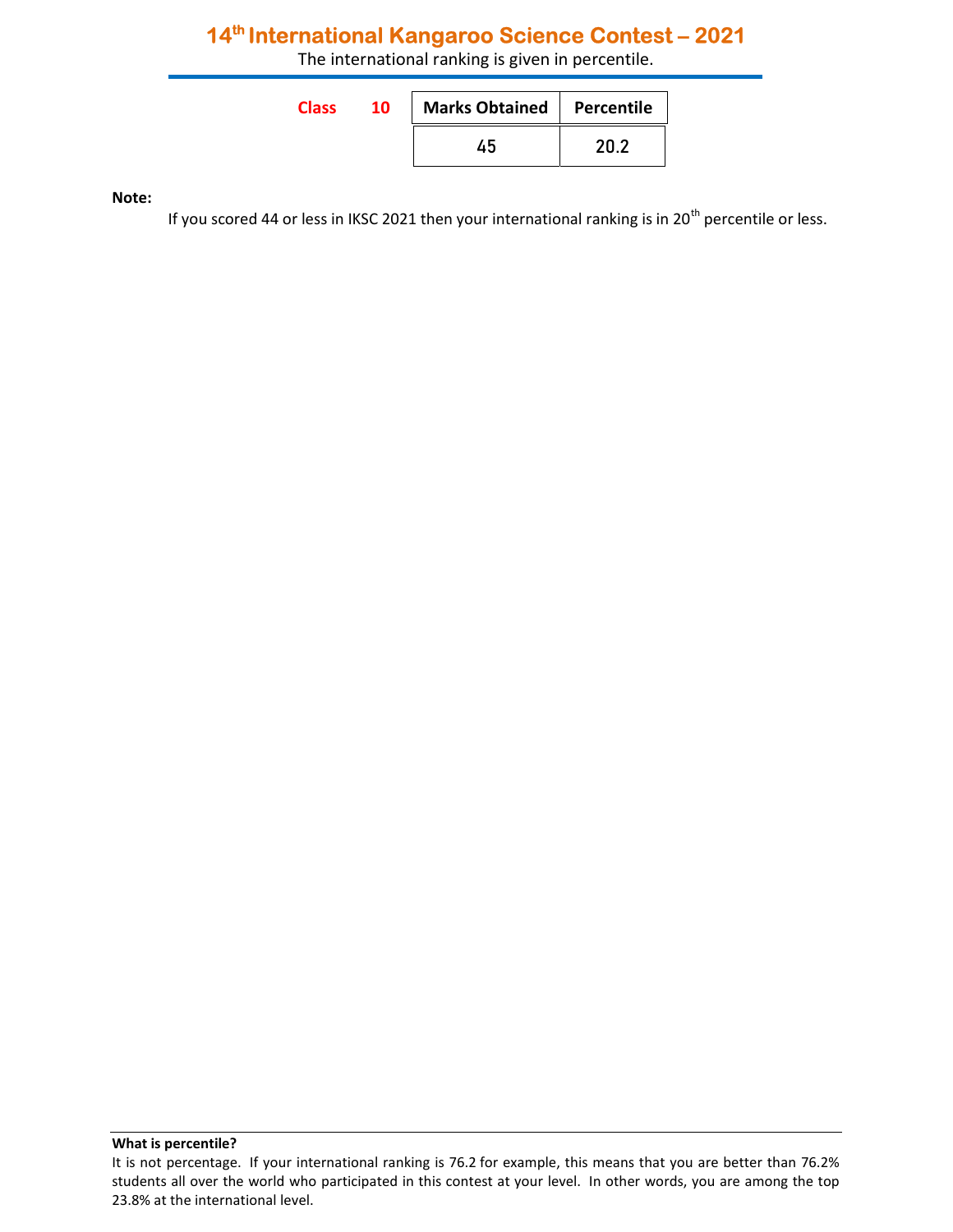# 14th International Kangaroo Science Contest – 2021

The international ranking is given in percentile.

**Class 10**

| Marks Obtained | Percentile |
|---|---|
| 45 | 20.2 |

**Note:**

If you scored 44 or less in IKSC 2021 then your international ranking is in 20th percentile or less.

**What is percentile?**

It is not percentage. If your international ranking is 76.2 for example, this means that you are better than 76.2% students all over the world who participated in this contest at your level. In other words, you are among the top 23.8% at the international level.